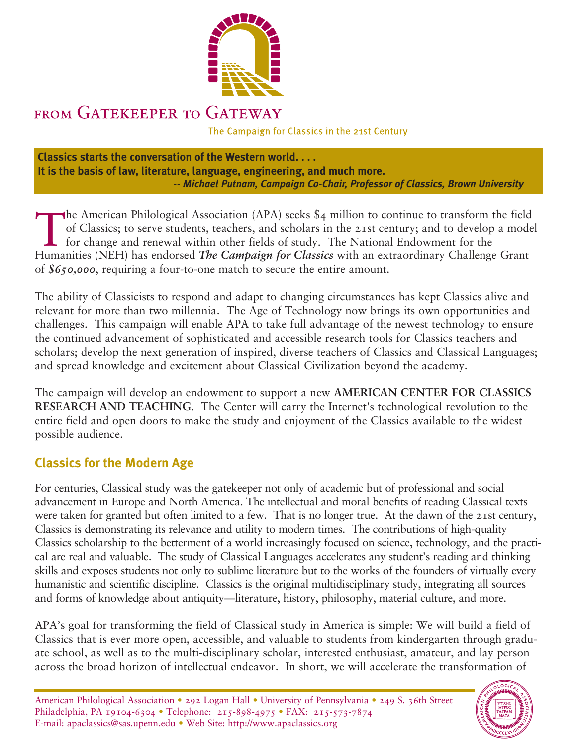# FROM GATEKEEPER TO GATEWAY

The Campaign for Classics in the 21st Century

**Classics starts the conversation of the Western world. . . .**
**It is the basis of law, literature, language, engineering, and much more.**
***-- Michael Putnam, Campaign Co-Chair, Professor of Classics, Brown University***

The American Philological Association (APA) seeks $4 million to continue to transform the field of Classics; to serve students, teachers, and scholars in the 21st century; and to develop a model for change and renewal within other fields of study. The National Endowment for the Humanities (NEH) has endorsed ***The Campaign for Classics*** with an extraordinary Challenge Grant of ***$650,000***, requiring a four-to-one match to secure the entire amount.

The ability of Classicists to respond and adapt to changing circumstances has kept Classics alive and relevant for more than two millennia. The Age of Technology now brings its own opportunities and challenges. This campaign will enable APA to take full advantage of the newest technology to ensure the continued advancement of sophisticated and accessible research tools for Classics teachers and scholars; develop the next generation of inspired, diverse teachers of Classics and Classical Languages; and spread knowledge and excitement about Classical Civilization beyond the academy.

The campaign will develop an endowment to support a new **AMERICAN CENTER FOR CLASSICS RESEARCH AND TEACHING**. The Center will carry the Internet's technological revolution to the entire field and open doors to make the study and enjoyment of the Classics available to the widest possible audience.

## Classics for the Modern Age

For centuries, Classical study was the gatekeeper not only of academic but of professional and social advancement in Europe and North America. The intellectual and moral benefits of reading Classical texts were taken for granted but often limited to a few. That is no longer true. At the dawn of the 21st century, Classics is demonstrating its relevance and utility to modern times. The contributions of high-quality Classics scholarship to the betterment of a world increasingly focused on science, technology, and the practical are real and valuable. The study of Classical Languages accelerates any student's reading and thinking skills and exposes students not only to sublime literature but to the works of the founders of virtually every humanistic and scientific discipline. Classics is the original multidisciplinary study, integrating all sources and forms of knowledge about antiquity—literature, history, philosophy, material culture, and more.

APA's goal for transforming the field of Classical study in America is simple: We will build a field of Classics that is ever more open, accessible, and valuable to students from kindergarten through graduate school, as well as to the multi-disciplinary scholar, interested enthusiast, amateur, and lay person across the broad horizon of intellectual endeavor. In short, we will accelerate the transformation of

American Philological Association • 292 Logan Hall • University of Pennsylvania • 249 S. 36th Street
Philadelphia, PA 19104-6304 • Telephone: 215-898-4975 • FAX: 215-573-7874
E-mail: apaclassics@sas.upenn.edu • Web Site: http://www.apaclassics.org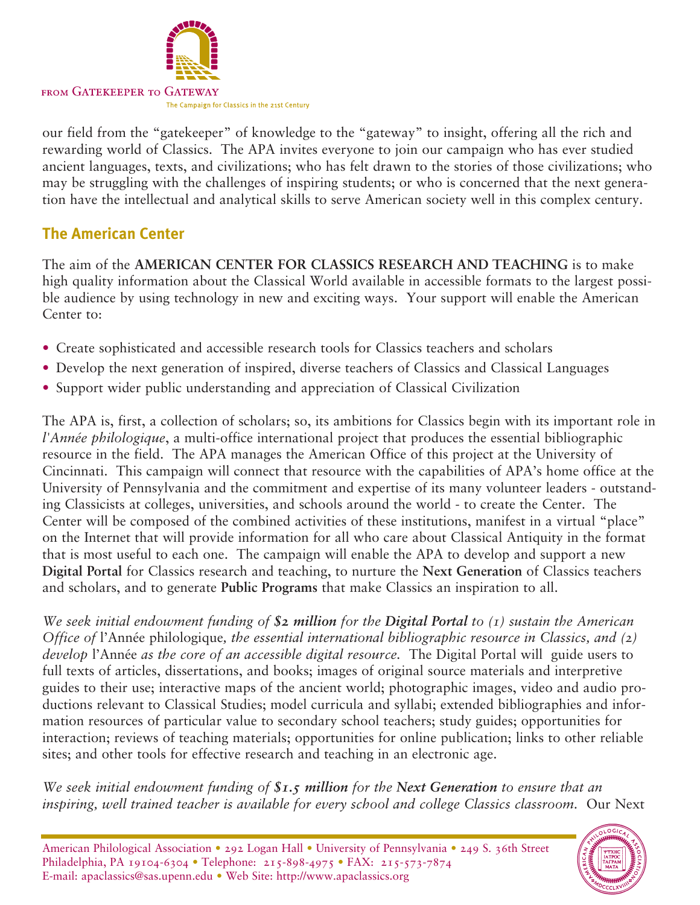our field from the "gatekeeper" of knowledge to the "gateway" to insight, offering all the rich and rewarding world of Classics. The APA invites everyone to join our campaign who has ever studied ancient languages, texts, and civilizations; who has felt drawn to the stories of those civilizations; who may be struggling with the challenges of inspiring students; or who is concerned that the next generation have the intellectual and analytical skills to serve American society well in this complex century.

## The American Center

The aim of the **AMERICAN CENTER FOR CLASSICS RESEARCH AND TEACHING** is to make high quality information about the Classical World available in accessible formats to the largest possible audience by using technology in new and exciting ways. Your support will enable the American Center to:

- Create sophisticated and accessible research tools for Classics teachers and scholars
- Develop the next generation of inspired, diverse teachers of Classics and Classical Languages
- Support wider public understanding and appreciation of Classical Civilization

The APA is, first, a collection of scholars; so, its ambitions for Classics begin with its important role in *l'Année philologique*, a multi-office international project that produces the essential bibliographic resource in the field. The APA manages the American Office of this project at the University of Cincinnati. This campaign will connect that resource with the capabilities of APA's home office at the University of Pennsylvania and the commitment and expertise of its many volunteer leaders - outstanding Classicists at colleges, universities, and schools around the world - to create the Center. The Center will be composed of the combined activities of these institutions, manifest in a virtual "place" on the Internet that will provide information for all who care about Classical Antiquity in the format that is most useful to each one. The campaign will enable the APA to develop and support a new **Digital Portal** for Classics research and teaching, to nurture the **Next Generation** of Classics teachers and scholars, and to generate **Public Programs** that make Classics an inspiration to all.

*We seek initial endowment funding of **$2 million** for the **Digital Portal** to (1) sustain the American Office of* l'Année philologique*, the essential international bibliographic resource in Classics, and (2) develop* l'Année *as the core of an accessible digital resource.* The Digital Portal will guide users to full texts of articles, dissertations, and books; images of original source materials and interpretive guides to their use; interactive maps of the ancient world; photographic images, video and audio productions relevant to Classical Studies; model curricula and syllabi; extended bibliographies and information resources of particular value to secondary school teachers; study guides; opportunities for interaction; reviews of teaching materials; opportunities for online publication; links to other reliable sites; and other tools for effective research and teaching in an electronic age.

*We seek initial endowment funding of **$1.5 million** for the **Next Generation** to ensure that an inspiring, well trained teacher is available for every school and college Classics classroom.* Our Next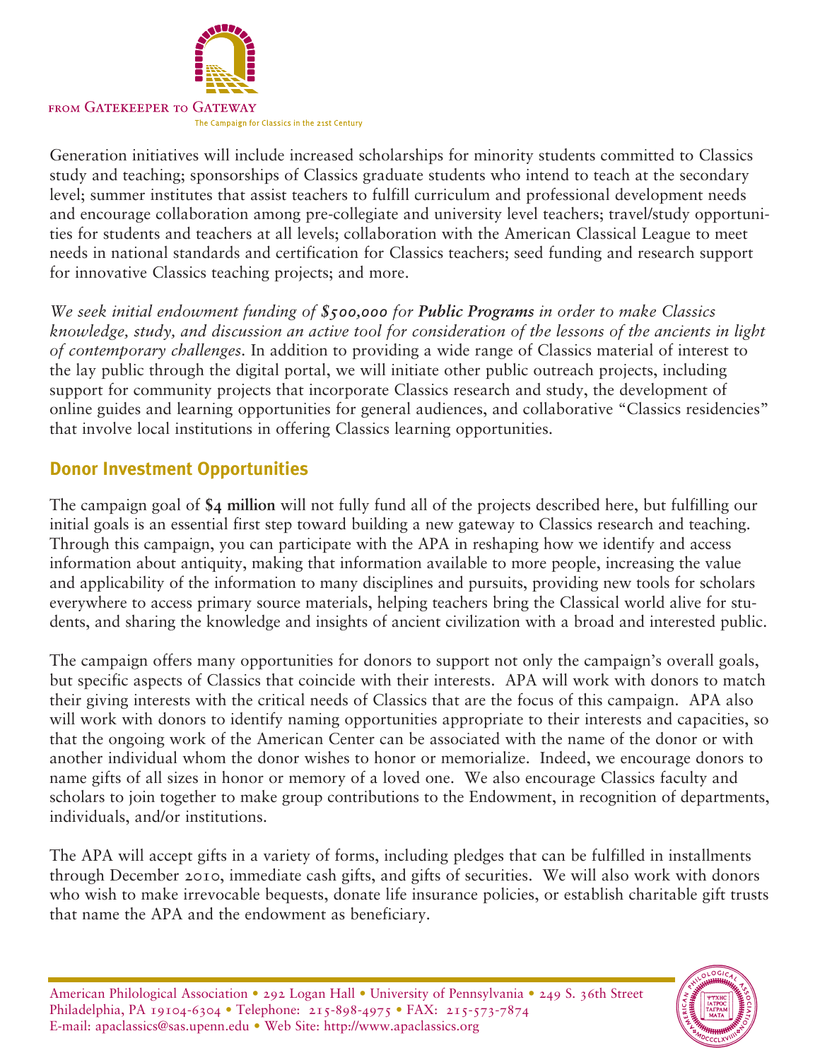Generation initiatives will include increased scholarships for minority students committed to Classics study and teaching; sponsorships of Classics graduate students who intend to teach at the secondary level; summer institutes that assist teachers to fulfill curriculum and professional development needs and encourage collaboration among pre-collegiate and university level teachers; travel/study opportunities for students and teachers at all levels; collaboration with the American Classical League to meet needs in national standards and certification for Classics teachers; seed funding and research support for innovative Classics teaching projects; and more.

*We seek initial endowment funding of $500,000 for **Public Programs** in order to make Classics knowledge, study, and discussion an active tool for consideration of the lessons of the ancients in light of contemporary challenges.* In addition to providing a wide range of Classics material of interest to the lay public through the digital portal, we will initiate other public outreach projects, including support for community projects that incorporate Classics research and study, the development of online guides and learning opportunities for general audiences, and collaborative "Classics residencies" that involve local institutions in offering Classics learning opportunities.

## Donor Investment Opportunities

The campaign goal of **$4 million** will not fully fund all of the projects described here, but fulfilling our initial goals is an essential first step toward building a new gateway to Classics research and teaching. Through this campaign, you can participate with the APA in reshaping how we identify and access information about antiquity, making that information available to more people, increasing the value and applicability of the information to many disciplines and pursuits, providing new tools for scholars everywhere to access primary source materials, helping teachers bring the Classical world alive for students, and sharing the knowledge and insights of ancient civilization with a broad and interested public.

The campaign offers many opportunities for donors to support not only the campaign's overall goals, but specific aspects of Classics that coincide with their interests. APA will work with donors to match their giving interests with the critical needs of Classics that are the focus of this campaign. APA also will work with donors to identify naming opportunities appropriate to their interests and capacities, so that the ongoing work of the American Center can be associated with the name of the donor or with another individual whom the donor wishes to honor or memorialize. Indeed, we encourage donors to name gifts of all sizes in honor or memory of a loved one. We also encourage Classics faculty and scholars to join together to make group contributions to the Endowment, in recognition of departments, individuals, and/or institutions.

The APA will accept gifts in a variety of forms, including pledges that can be fulfilled in installments through December 2010, immediate cash gifts, and gifts of securities. We will also work with donors who wish to make irrevocable bequests, donate life insurance policies, or establish charitable gift trusts that name the APA and the endowment as beneficiary.